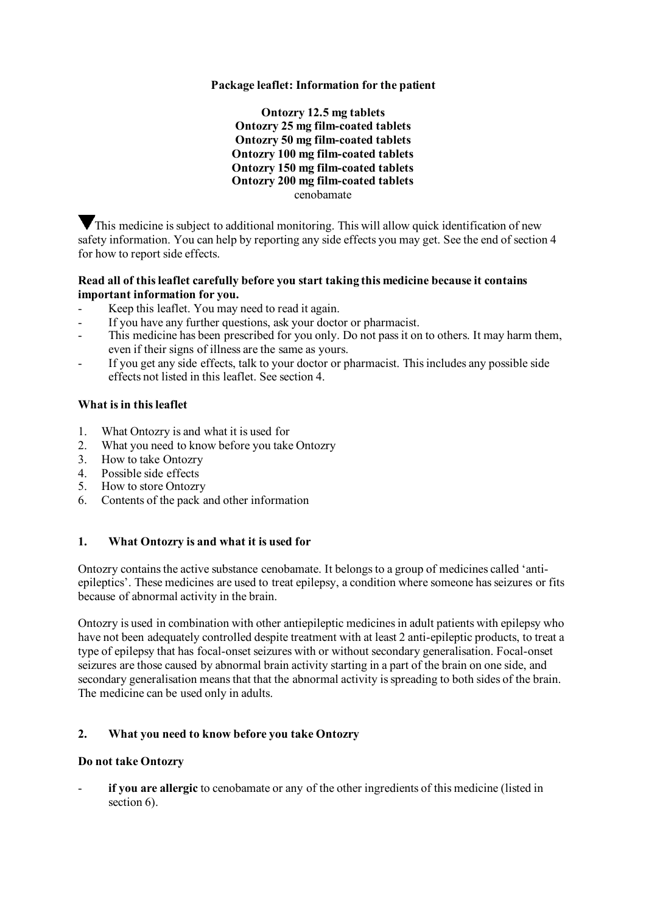**Package leaflet: Information for the patient**

**Ontozry 12.5 mg tablets**
**Ontozry 25 mg film-coated tablets**
**Ontozry 50 mg film-coated tablets**
**Ontozry 100 mg film-coated tablets**
**Ontozry 150 mg film-coated tablets**
**Ontozry 200 mg film-coated tablets**
cenobamate

▼This medicine is subject to additional monitoring. This will allow quick identification of new safety information. You can help by reporting any side effects you may get. See the end of section 4 for how to report side effects.

**Read all of this leaflet carefully before you start taking this medicine because it contains important information for you.**

- Keep this leaflet. You may need to read it again.
- If you have any further questions, ask your doctor or pharmacist.
- This medicine has been prescribed for you only. Do not pass it on to others. It may harm them, even if their signs of illness are the same as yours.
- If you get any side effects, talk to your doctor or pharmacist. This includes any possible side effects not listed in this leaflet. See section 4.

**What is in this leaflet**

1. What Ontozry is and what it is used for
2. What you need to know before you take Ontozry
3. How to take Ontozry
4. Possible side effects
5. How to store Ontozry
6. Contents of the pack and other information

## 1. What Ontozry is and what it is used for

Ontozry contains the active substance cenobamate. It belongs to a group of medicines called 'anti-epileptics'. These medicines are used to treat epilepsy, a condition where someone has seizures or fits because of abnormal activity in the brain.

Ontozry is used in combination with other antiepileptic medicines in adult patients with epilepsy who have not been adequately controlled despite treatment with at least 2 anti-epileptic products, to treat a type of epilepsy that has focal-onset seizures with or without secondary generalisation. Focal-onset seizures are those caused by abnormal brain activity starting in a part of the brain on one side, and secondary generalisation means that that the abnormal activity is spreading to both sides of the brain. The medicine can be used only in adults.

## 2. What you need to know before you take Ontozry

**Do not take Ontozry**

- **if you are allergic** to cenobamate or any of the other ingredients of this medicine (listed in section 6).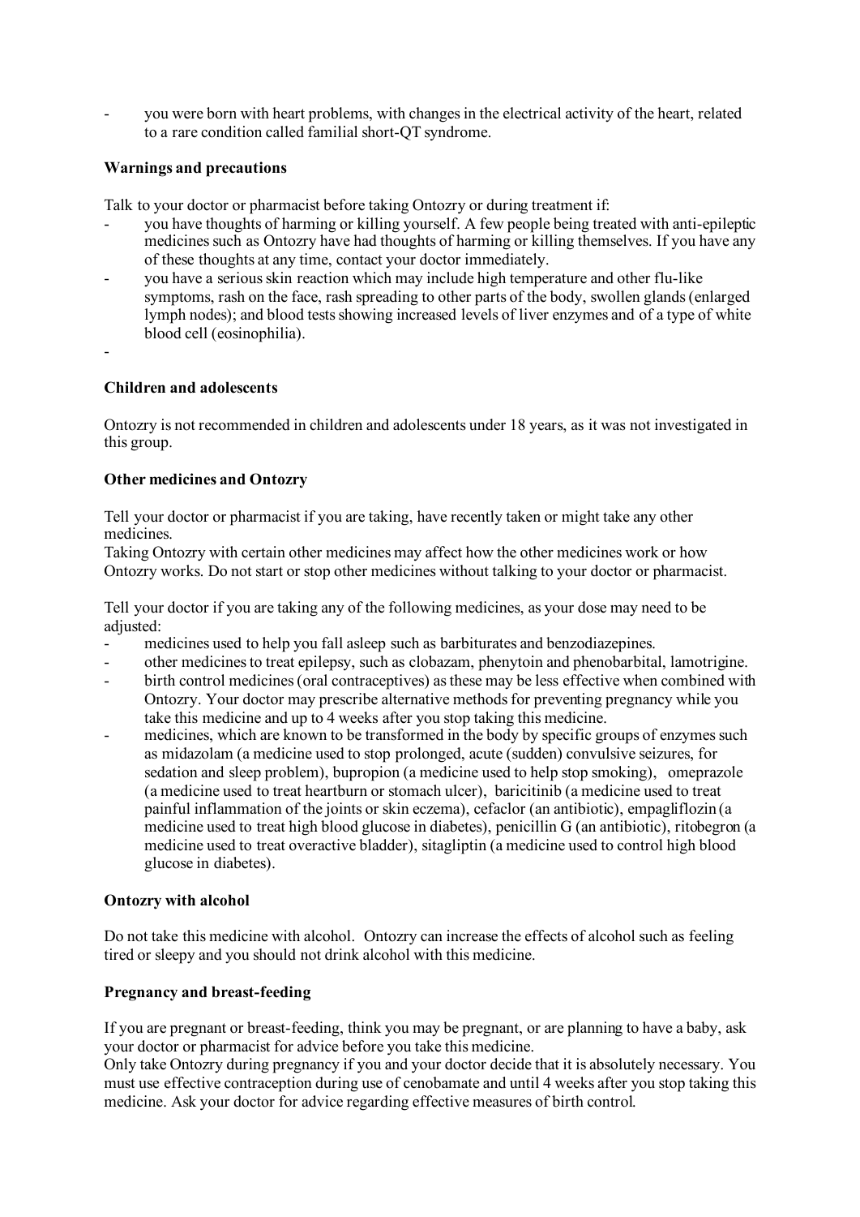- you were born with heart problems, with changes in the electrical activity of the heart, related to a rare condition called familial short-QT syndrome.

**Warnings and precautions**

Talk to your doctor or pharmacist before taking Ontozry or during treatment if:

- you have thoughts of harming or killing yourself. A few people being treated with anti-epileptic medicines such as Ontozry have had thoughts of harming or killing themselves. If you have any of these thoughts at any time, contact your doctor immediately.
- you have a serious skin reaction which may include high temperature and other flu-like symptoms, rash on the face, rash spreading to other parts of the body, swollen glands (enlarged lymph nodes); and blood tests showing increased levels of liver enzymes and of a type of white blood cell (eosinophilia).
-

**Children and adolescents**

Ontozry is not recommended in children and adolescents under 18 years, as it was not investigated in this group.

**Other medicines and Ontozry**

Tell your doctor or pharmacist if you are taking, have recently taken or might take any other medicines.
Taking Ontozry with certain other medicines may affect how the other medicines work or how Ontozry works. Do not start or stop other medicines without talking to your doctor or pharmacist.

Tell your doctor if you are taking any of the following medicines, as your dose may need to be adjusted:

- medicines used to help you fall asleep such as barbiturates and benzodiazepines.
- other medicines to treat epilepsy, such as clobazam, phenytoin and phenobarbital, lamotrigine.
- birth control medicines (oral contraceptives) as these may be less effective when combined with Ontozry. Your doctor may prescribe alternative methods for preventing pregnancy while you take this medicine and up to 4 weeks after you stop taking this medicine.
- medicines, which are known to be transformed in the body by specific groups of enzymes such as midazolam (a medicine used to stop prolonged, acute (sudden) convulsive seizures, for sedation and sleep problem), bupropion (a medicine used to help stop smoking), omeprazole (a medicine used to treat heartburn or stomach ulcer), baricitinib (a medicine used to treat painful inflammation of the joints or skin eczema), cefaclor (an antibiotic), empagliflozin (a medicine used to treat high blood glucose in diabetes), penicillin G (an antibiotic), ritobegron (a medicine used to treat overactive bladder), sitagliptin (a medicine used to control high blood glucose in diabetes).

**Ontozry with alcohol**

Do not take this medicine with alcohol. Ontozry can increase the effects of alcohol such as feeling tired or sleepy and you should not drink alcohol with this medicine.

**Pregnancy and breast-feeding**

If you are pregnant or breast-feeding, think you may be pregnant, or are planning to have a baby, ask your doctor or pharmacist for advice before you take this medicine.
Only take Ontozry during pregnancy if you and your doctor decide that it is absolutely necessary. You must use effective contraception during use of cenobamate and until 4 weeks after you stop taking this medicine. Ask your doctor for advice regarding effective measures of birth control.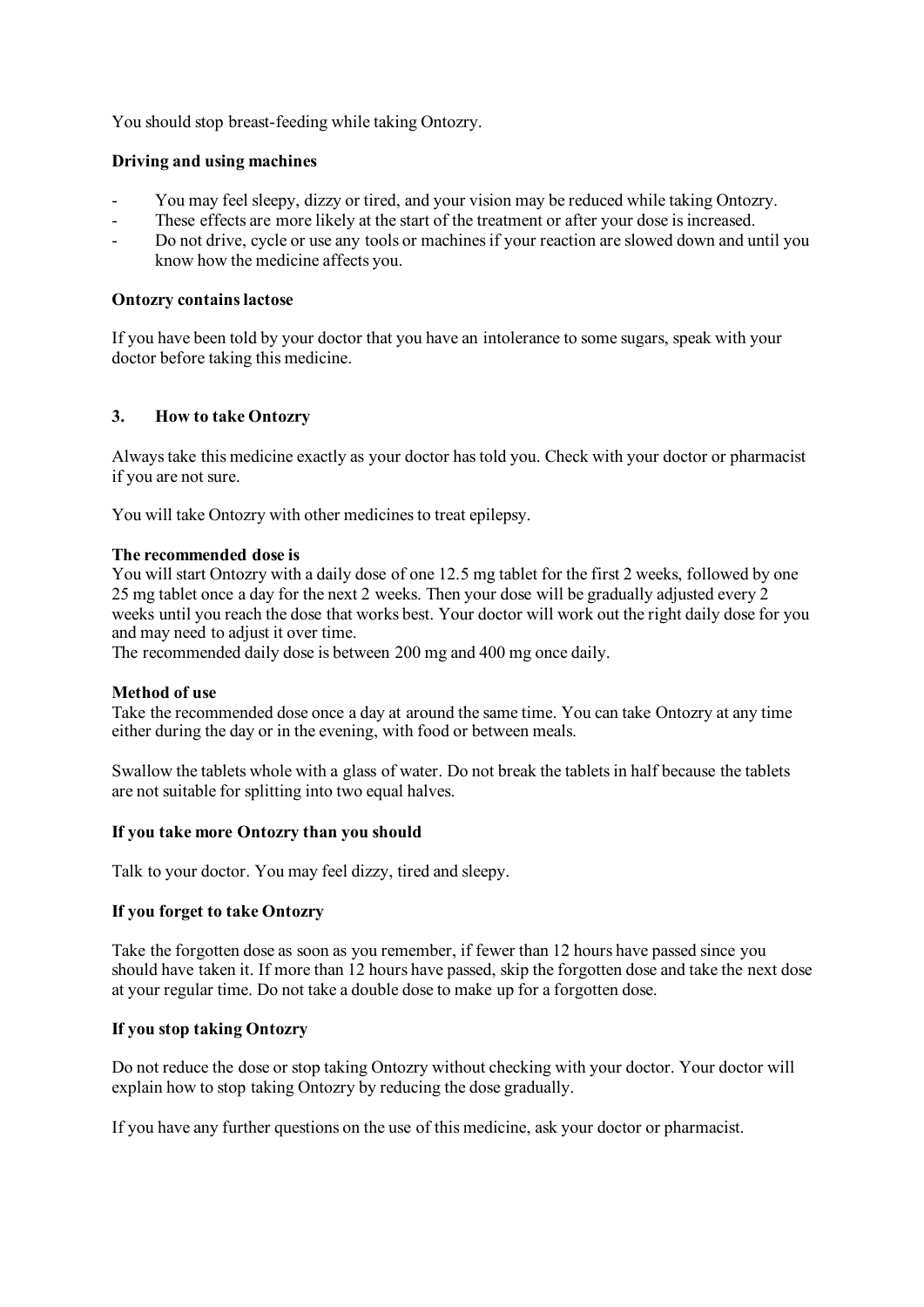You should stop breast-feeding while taking Ontozry.

**Driving and using machines**

- You may feel sleepy, dizzy or tired, and your vision may be reduced while taking Ontozry.
- These effects are more likely at the start of the treatment or after your dose is increased.
- Do not drive, cycle or use any tools or machines if your reaction are slowed down and until you know how the medicine affects you.

**Ontozry contains lactose**

If you have been told by your doctor that you have an intolerance to some sugars, speak with your doctor before taking this medicine.

## 3. How to take Ontozry

Always take this medicine exactly as your doctor has told you. Check with your doctor or pharmacist if you are not sure.

You will take Ontozry with other medicines to treat epilepsy.

**The recommended dose is**

You will start Ontozry with a daily dose of one 12.5 mg tablet for the first 2 weeks, followed by one 25 mg tablet once a day for the next 2 weeks. Then your dose will be gradually adjusted every 2 weeks until you reach the dose that works best. Your doctor will work out the right daily dose for you and may need to adjust it over time.

The recommended daily dose is between 200 mg and 400 mg once daily.

**Method of use**

Take the recommended dose once a day at around the same time. You can take Ontozry at any time either during the day or in the evening, with food or between meals.

Swallow the tablets whole with a glass of water. Do not break the tablets in half because the tablets are not suitable for splitting into two equal halves.

**If you take more Ontozry than you should**

Talk to your doctor. You may feel dizzy, tired and sleepy.

**If you forget to take Ontozry**

Take the forgotten dose as soon as you remember, if fewer than 12 hours have passed since you should have taken it. If more than 12 hours have passed, skip the forgotten dose and take the next dose at your regular time. Do not take a double dose to make up for a forgotten dose.

**If you stop taking Ontozry**

Do not reduce the dose or stop taking Ontozry without checking with your doctor. Your doctor will explain how to stop taking Ontozry by reducing the dose gradually.

If you have any further questions on the use of this medicine, ask your doctor or pharmacist.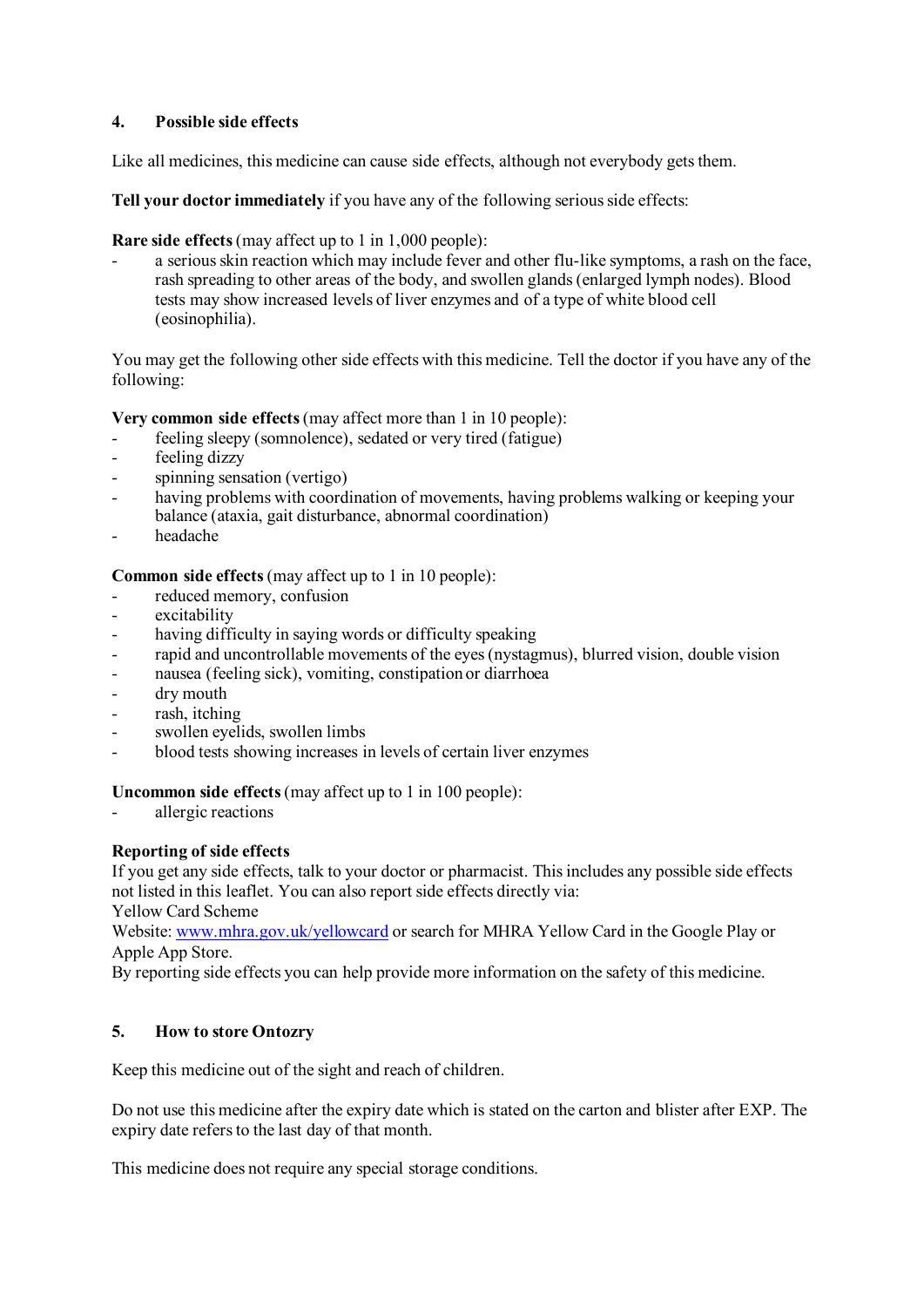## 4. Possible side effects

Like all medicines, this medicine can cause side effects, although not everybody gets them.

**Tell your doctor immediately** if you have any of the following serious side effects:

**Rare side effects** (may affect up to 1 in 1,000 people):

- a serious skin reaction which may include fever and other flu-like symptoms, a rash on the face, rash spreading to other areas of the body, and swollen glands (enlarged lymph nodes). Blood tests may show increased levels of liver enzymes and of a type of white blood cell (eosinophilia).

You may get the following other side effects with this medicine. Tell the doctor if you have any of the following:

**Very common side effects** (may affect more than 1 in 10 people):

- feeling sleepy (somnolence), sedated or very tired (fatigue)
- feeling dizzy
- spinning sensation (vertigo)
- having problems with coordination of movements, having problems walking or keeping your balance (ataxia, gait disturbance, abnormal coordination)
- headache

**Common side effects** (may affect up to 1 in 10 people):

- reduced memory, confusion
- excitability
- having difficulty in saying words or difficulty speaking
- rapid and uncontrollable movements of the eyes (nystagmus), blurred vision, double vision
- nausea (feeling sick), vomiting, constipation or diarrhoea
- dry mouth
- rash, itching
- swollen eyelids, swollen limbs
- blood tests showing increases in levels of certain liver enzymes

**Uncommon side effects** (may affect up to 1 in 100 people):

- allergic reactions

**Reporting of side effects**

If you get any side effects, talk to your doctor or pharmacist. This includes any possible side effects not listed in this leaflet. You can also report side effects directly via:
Yellow Card Scheme
Website: www.mhra.gov.uk/yellowcard or search for MHRA Yellow Card in the Google Play or Apple App Store.
By reporting side effects you can help provide more information on the safety of this medicine.

## 5. How to store Ontozry

Keep this medicine out of the sight and reach of children.

Do not use this medicine after the expiry date which is stated on the carton and blister after EXP. The expiry date refers to the last day of that month.

This medicine does not require any special storage conditions.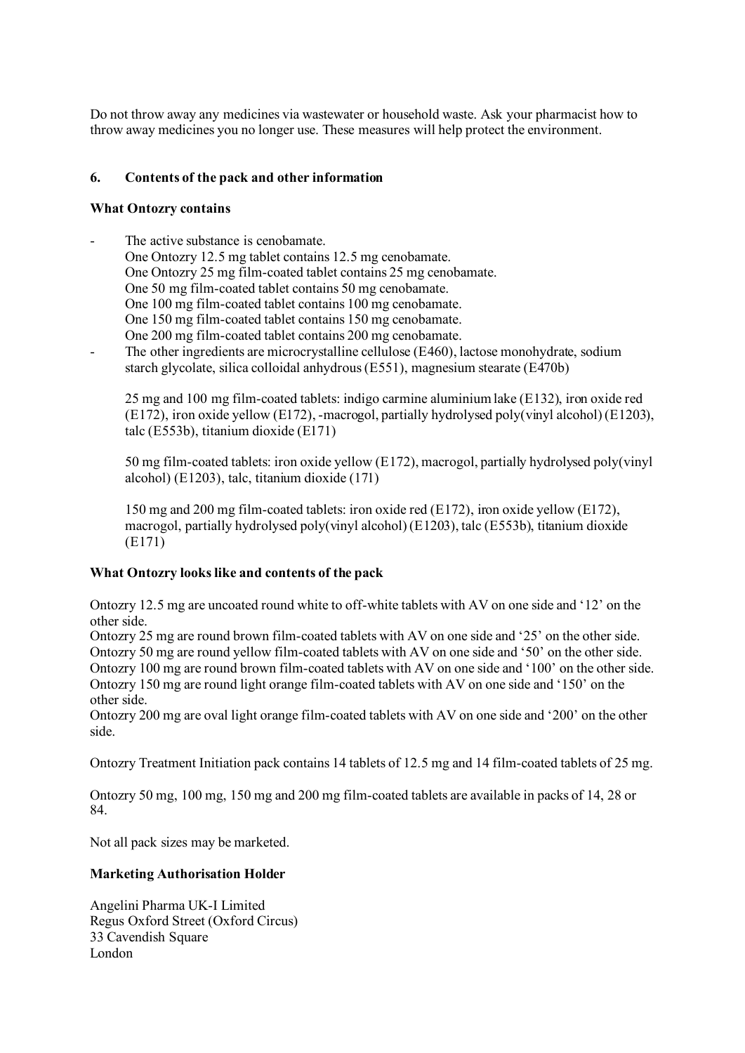Do not throw away any medicines via wastewater or household waste. Ask your pharmacist how to throw away medicines you no longer use. These measures will help protect the environment.

## 6. Contents of the pack and other information

**What Ontozry contains**

- The active substance is cenobamate.
  One Ontozry 12.5 mg tablet contains 12.5 mg cenobamate.
  One Ontozry 25 mg film-coated tablet contains 25 mg cenobamate.
  One 50 mg film-coated tablet contains 50 mg cenobamate.
  One 100 mg film-coated tablet contains 100 mg cenobamate.
  One 150 mg film-coated tablet contains 150 mg cenobamate.
  One 200 mg film-coated tablet contains 200 mg cenobamate.
- The other ingredients are microcrystalline cellulose (E460), lactose monohydrate, sodium starch glycolate, silica colloidal anhydrous (E551), magnesium stearate (E470b)

  25 mg and 100 mg film-coated tablets: indigo carmine aluminium lake (E132), iron oxide red (E172), iron oxide yellow (E172), -macrogol, partially hydrolysed poly(vinyl alcohol) (E1203), talc (E553b), titanium dioxide (E171)

  50 mg film-coated tablets: iron oxide yellow (E172), macrogol, partially hydrolysed poly(vinyl alcohol) (E1203), talc, titanium dioxide (171)

  150 mg and 200 mg film-coated tablets: iron oxide red (E172), iron oxide yellow (E172), macrogol, partially hydrolysed poly(vinyl alcohol) (E1203), talc (E553b), titanium dioxide (E171)

**What Ontozry looks like and contents of the pack**

Ontozry 12.5 mg are uncoated round white to off-white tablets with AV on one side and '12' on the other side.
Ontozry 25 mg are round brown film-coated tablets with AV on one side and '25' on the other side.
Ontozry 50 mg are round yellow film-coated tablets with AV on one side and '50' on the other side.
Ontozry 100 mg are round brown film-coated tablets with AV on one side and '100' on the other side.
Ontozry 150 mg are round light orange film-coated tablets with AV on one side and '150' on the other side.
Ontozry 200 mg are oval light orange film-coated tablets with AV on one side and '200' on the other side.

Ontozry Treatment Initiation pack contains 14 tablets of 12.5 mg and 14 film-coated tablets of 25 mg.

Ontozry 50 mg, 100 mg, 150 mg and 200 mg film-coated tablets are available in packs of 14, 28 or 84.

Not all pack sizes may be marketed.

**Marketing Authorisation Holder**

Angelini Pharma UK-I Limited
Regus Oxford Street (Oxford Circus)
33 Cavendish Square
London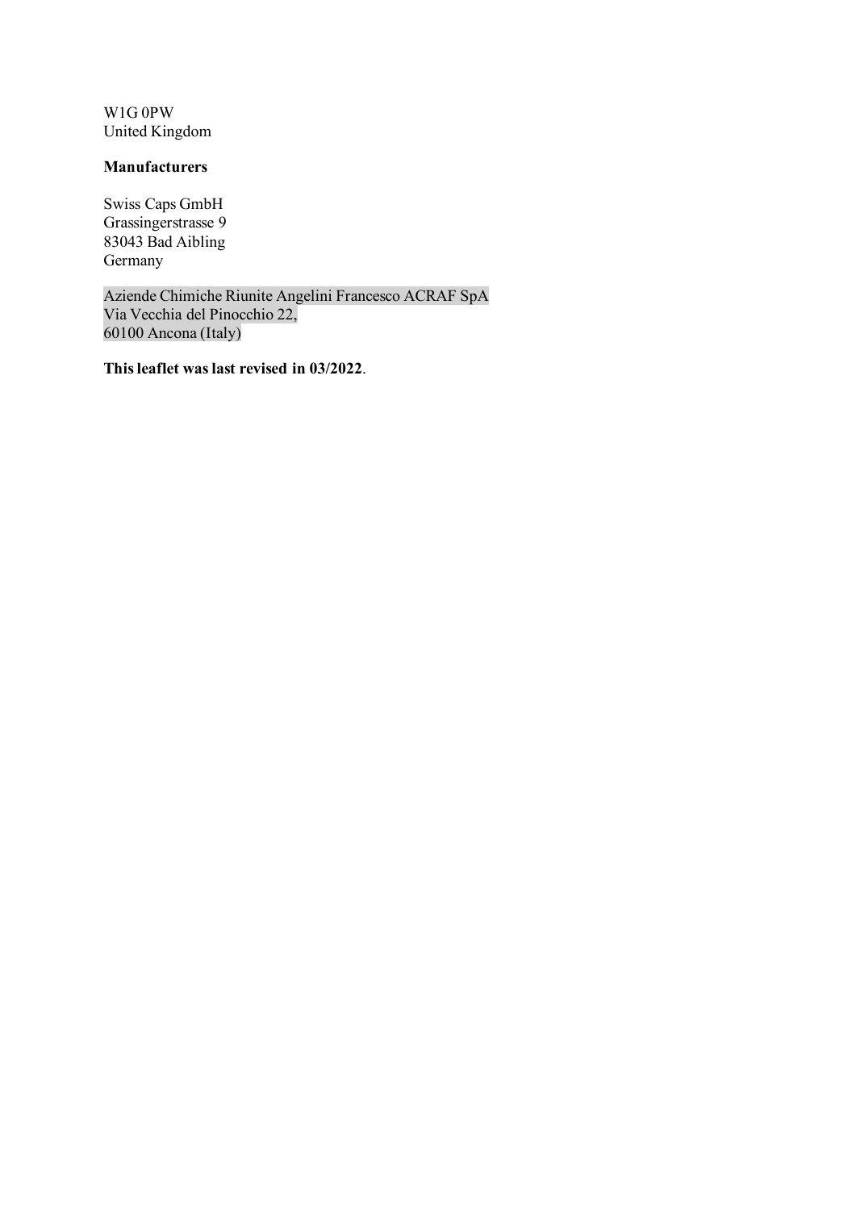W1G 0PW
United Kingdom

**Manufacturers**

Swiss Caps GmbH
Grassingerstrasse 9
83043 Bad Aibling
Germany

Aziende Chimiche Riunite Angelini Francesco ACRAF SpA
Via Vecchia del Pinocchio 22,
60100 Ancona (Italy)

**This leaflet was last revised in 03/2022**.